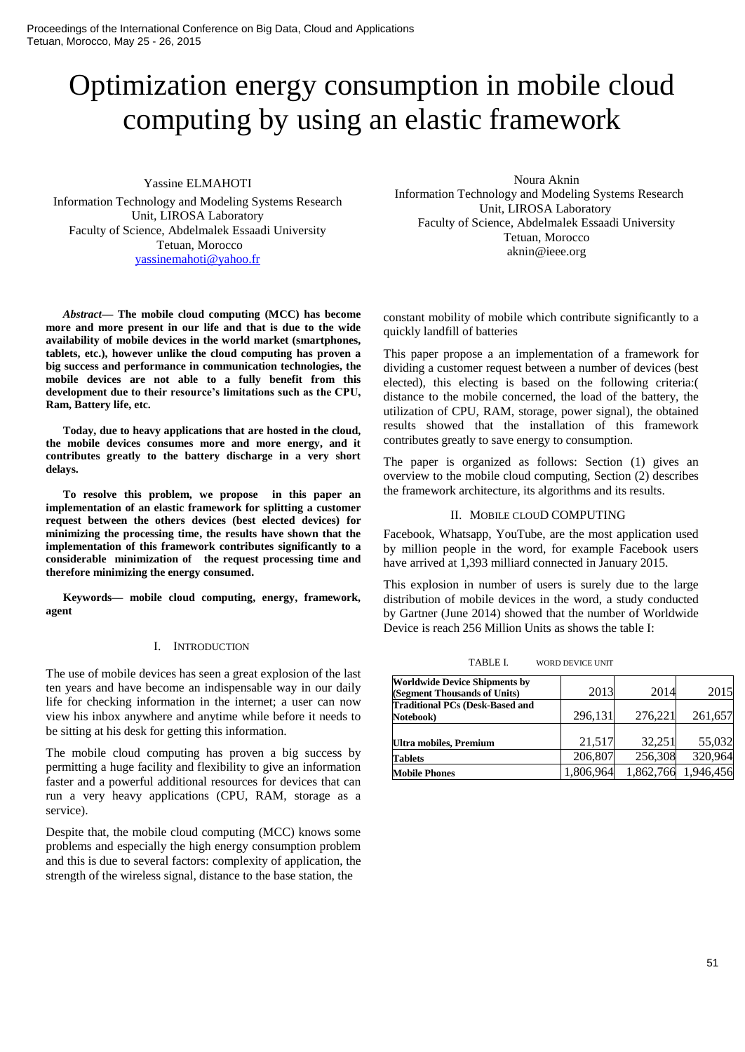# Optimization energy consumption in mobile cloud computing by using an elastic framework

Yassine ELMAHOTI
Information Technology and Modeling Systems Research Unit, LIROSA Laboratory
Faculty of Science, Abdelmalek Essaadi University
Tetuan, Morocco
yassinemahoti@yahoo.fr

Noura Aknin
Information Technology and Modeling Systems Research Unit, LIROSA Laboratory
Faculty of Science, Abdelmalek Essaadi University
Tetuan, Morocco
aknin@ieee.org

***Abstract*— The mobile cloud computing (MCC) has become more and more present in our life and that is due to the wide availability of mobile devices in the world market (smartphones, tablets, etc.), however unlike the cloud computing has proven a big success and performance in communication technologies, the mobile devices are not able to a fully benefit from this development due to their resource's limitations such as the CPU, Ram, Battery life, etc.**

**Today, due to heavy applications that are hosted in the cloud, the mobile devices consumes more and more energy, and it contributes greatly to the battery discharge in a very short delays.**

**To resolve this problem, we propose in this paper an implementation of an elastic framework for splitting a customer request between the others devices (best elected devices) for minimizing the processing time, the results have shown that the implementation of this framework contributes significantly to a considerable minimization of the request processing time and therefore minimizing the energy consumed.**

**Keywords— mobile cloud computing, energy, framework, agent**

## I. Introduction

The use of mobile devices has seen a great explosion of the last ten years and have become an indispensable way in our daily life for checking information in the internet; a user can now view his inbox anywhere and anytime while before it needs to be sitting at his desk for getting this information.

The mobile cloud computing has proven a big success by permitting a huge facility and flexibility to give an information faster and a powerful additional resources for devices that can run a very heavy applications (CPU, RAM, storage as a service).

Despite that, the mobile cloud computing (MCC) knows some problems and especially the high energy consumption problem and this is due to several factors: complexity of application, the strength of the wireless signal, distance to the base station, the constant mobility of mobile which contribute significantly to a quickly landfill of batteries

This paper propose a an implementation of a framework for dividing a customer request between a number of devices (best elected), this electing is based on the following criteria:( distance to the mobile concerned, the load of the battery, the utilization of CPU, RAM, storage, power signal), the obtained results showed that the installation of this framework contributes greatly to save energy to consumption.

The paper is organized as follows: Section (1) gives an overview to the mobile cloud computing, Section (2) describes the framework architecture, its algorithms and its results.

## II. Mobile clouD Computing

Facebook, Whatsapp, YouTube, are the most application used by million people in the word, for example Facebook users have arrived at 1,393 milliard connected in January 2015.

This explosion in number of users is surely due to the large distribution of mobile devices in the word, a study conducted by Gartner (June 2014) showed that the number of Worldwide Device is reach 256 Million Units as shows the table I:

TABLE I. WORD DEVICE UNIT

| Worldwide Device Shipments by (Segment Thousands of Units) | 2013 | 2014 | 2015 |
|---|---|---|---|
| Traditional PCs (Desk-Based and Notebook) | 296,131 | 276,221 | 261,657 |
| Ultra mobiles, Premium | 21,517 | 32,251 | 55,032 |
| Tablets | 206,807 | 256,308 | 320,964 |
| Mobile Phones | 1,806,964 | 1,862,766 | 1,946,456 |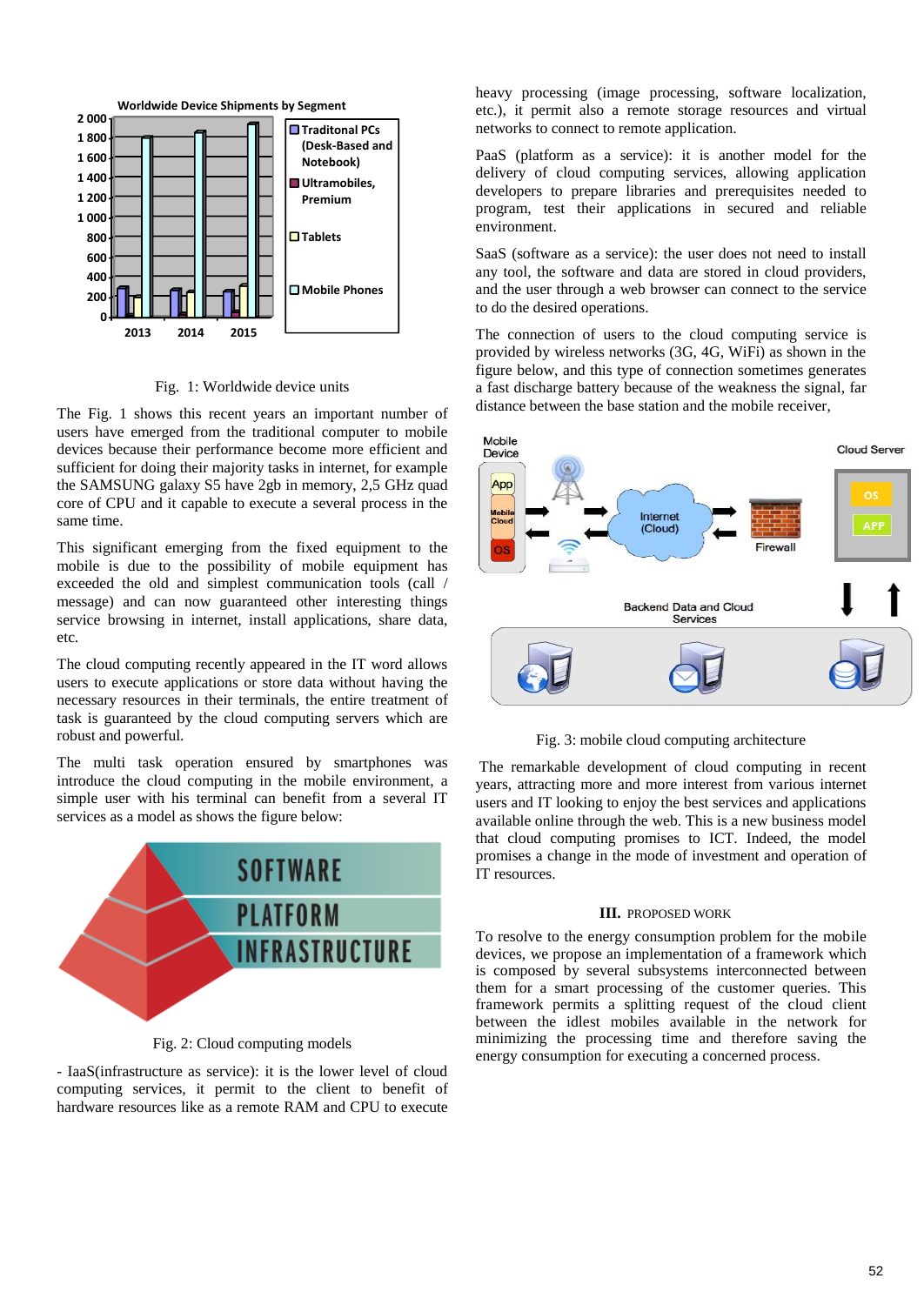Fig. 1: Worldwide device units

The Fig. 1 shows this recent years an important number of users have emerged from the traditional computer to mobile devices because their performance become more efficient and sufficient for doing their majority tasks in internet, for example the SAMSUNG galaxy S5 have 2gb in memory, 2,5 GHz quad core of CPU and it capable to execute a several process in the same time.

This significant emerging from the fixed equipment to the mobile is due to the possibility of mobile equipment has exceeded the old and simplest communication tools (call / message) and can now guaranteed other interesting things service browsing in internet, install applications, share data, etc.

The cloud computing recently appeared in the IT word allows users to execute applications or store data without having the necessary resources in their terminals, the entire treatment of task is guaranteed by the cloud computing servers which are robust and powerful.

The multi task operation ensured by smartphones was introduce the cloud computing in the mobile environment, a simple user with his terminal can benefit from a several IT services as a model as shows the figure below:

Fig. 2: Cloud computing models

- IaaS(infrastructure as service): it is the lower level of cloud computing services, it permit to the client to benefit of hardware resources like as a remote RAM and CPU to execute heavy processing (image processing, software localization, etc.), it permit also a remote storage resources and virtual networks to connect to remote application.

PaaS (platform as a service): it is another model for the delivery of cloud computing services, allowing application developers to prepare libraries and prerequisites needed to program, test their applications in secured and reliable environment.

SaaS (software as a service): the user does not need to install any tool, the software and data are stored in cloud providers, and the user through a web browser can connect to the service to do the desired operations.

The connection of users to the cloud computing service is provided by wireless networks (3G, 4G, WiFi) as shown in the figure below, and this type of connection sometimes generates a fast discharge battery because of the weakness the signal, far distance between the base station and the mobile receiver,

Fig. 3: mobile cloud computing architecture

The remarkable development of cloud computing in recent years, attracting more and more interest from various users and IT looking to enjoy the best services and applications available online through the web. This is a new business model that cloud computing promises to ICT. Indeed, the model promises a change in the mode of investment and operation of IT resources.

## III. PROPOSED WORK

To resolve to the energy consumption problem for the mobile devices, we propose an implementation of a framework which is composed by several subsystems interconnected between them for a smart processing of the customer queries. This framework permits a splitting request of the cloud client between the idlest mobiles available in the network for minimizing the processing time and therefore saving the energy consumption for executing a concerned process.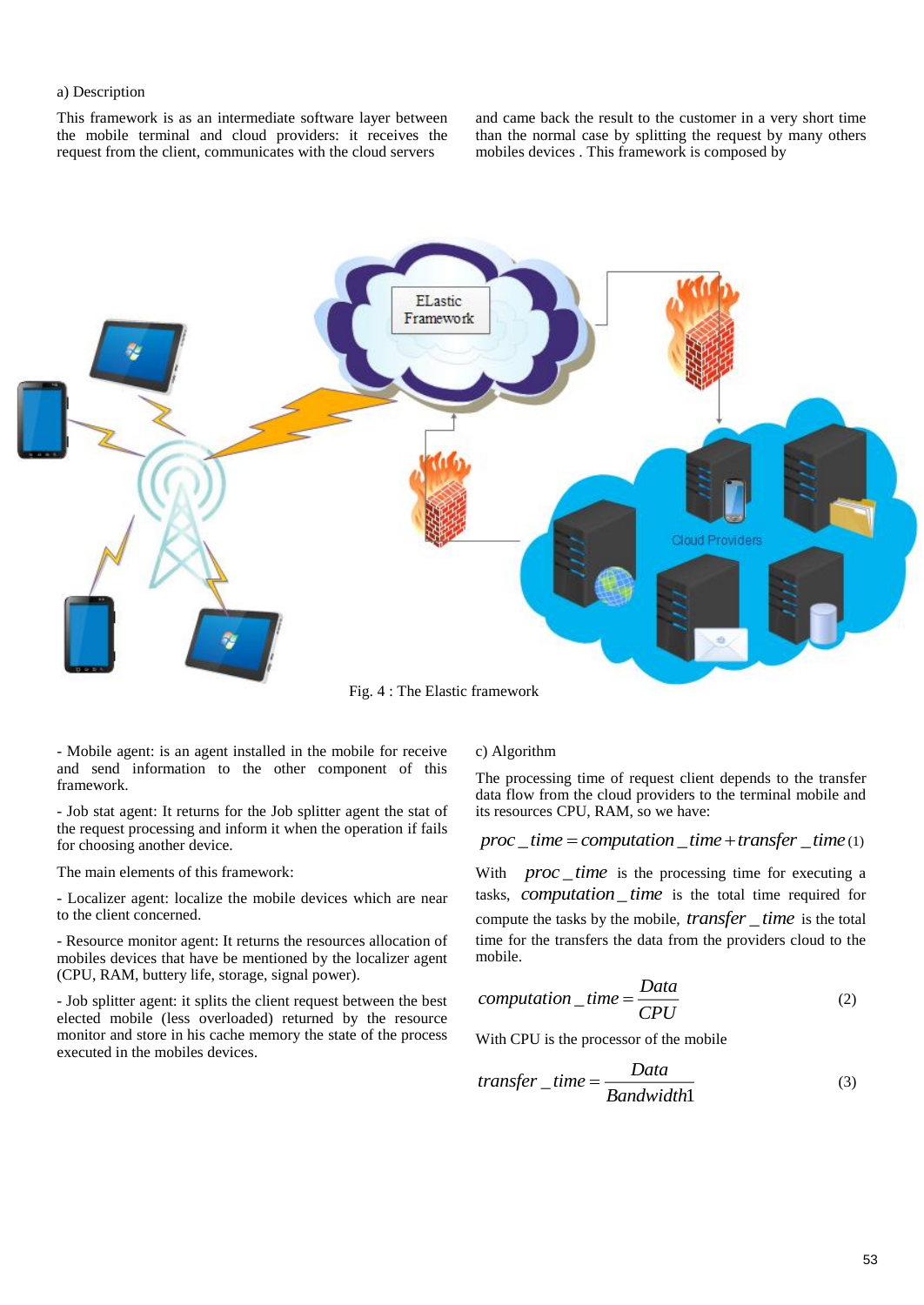a) Description

This framework is as an intermediate software layer between the mobile terminal and cloud providers: it receives the request from the client, communicates with the cloud servers and came back the result to the customer in a very short time than the normal case by splitting the request by many others mobiles devices . This framework is composed by

Fig. 4 : The Elastic framework

- Mobile agent: is an agent installed in the mobile for receive and send information to the other component of this framework.

- Job stat agent: It returns for the Job splitter agent the stat of the request processing and inform it when the operation if fails for choosing another device.

The main elements of this framework:

- Localizer agent: localize the mobile devices which are near to the client concerned.

- Resource monitor agent: It returns the resources allocation of mobiles devices that have be mentioned by the localizer agent (CPU, RAM, buttery life, storage, signal power).

- Job splitter agent: it splits the client request between the best elected mobile (less overloaded) returned by the resource monitor and store in his cache memory the state of the process executed in the mobiles devices.

c) Algorithm

The processing time of request client depends to the transfer data flow from the cloud providers to the terminal mobile and its resources CPU, RAM, so we have:

$$proc\_time = computation\_time + transfer\_time \quad (1)$$

With $proc\_time$ is the processing time for executing a tasks, $computation\_time$ is the total time required for compute the tasks by the mobile, $transfer\_time$ is the total time for the transfers the data from the providers cloud to the mobile.

$$computation\_time = \frac{Data}{CPU} \quad (2)$$

With CPU is the processor of the mobile

$$transfer\_time = \frac{Data}{Bandwidth1} \quad (3)$$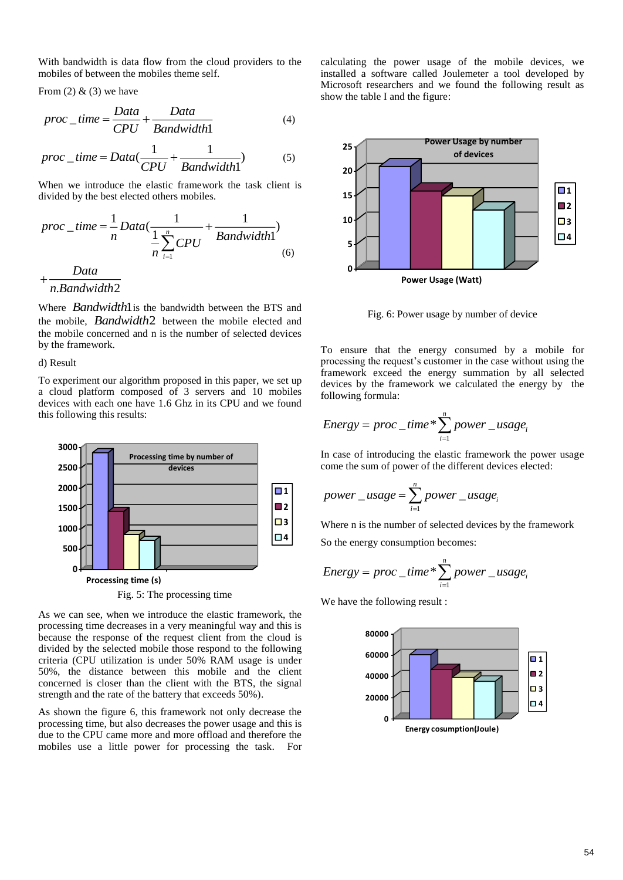With bandwidth is data flow from the cloud providers to the mobiles of between the mobiles theme self.

From (2) & (3) we have

$$proc\_time = \frac{Data}{CPU} + \frac{Data}{Bandwidth1} \quad (4)$$

$$proc\_time = Data\left(\frac{1}{CPU} + \frac{1}{Bandwidth1}\right) \quad (5)$$

When we introduce the elastic framework the task client is divided by the best elected others mobiles.

$$proc\_time = \frac{1}{n} Data\left(\frac{1}{\frac{1}{n}\sum_{i=1}^{n} CPU} + \frac{1}{Bandwidth1}\right) + \frac{Data}{n.Bandwidth2} \quad (6)$$

Where $Bandwidth1$ is the bandwidth between the BTS and the mobile, $Bandwidth2$ between the mobile elected and the mobile concerned and n is the number of selected devices by the framework.

d) Result

To experiment our algorithm proposed in this paper, we set up a cloud platform composed of 3 servers and 10 mobiles devices with each one have 1.6 Ghz in its CPU and we found this following this results:

Fig. 5: The processing time

As we can see, when we introduce the elastic framework, the processing time decreases in a very meaningful way and this is because the response of the request client from the cloud is divided by the selected mobile those respond to the following criteria (CPU utilization is under 50% RAM usage is under 50%, the distance between this mobile and the client concerned is closer than the client with the BTS, the signal strength and the rate of the battery that exceeds 50%).

As shown the figure 6, this framework not only decrease the processing time, but also decreases the power usage and this is due to the CPU came more and more offload and therefore the mobiles use a little power for processing the task. For calculating the power usage of the mobile devices, we installed a software called Joulemeter a tool developed by Microsoft researchers and we found the following result as show the table I and the figure:

Fig. 6: Power usage by number of device

To ensure that the energy consumed by a mobile for processing the request's customer in the case without using the framework exceed the energy summation by all selected devices by the framework we calculated the energy by the following formula:

$$Energy = proc\_time * \sum_{i=1}^{n} power\_usage_i$$

In case of introducing the elastic framework the power usage come the sum of power of the different devices elected:

$$power\_usage = \sum_{i=1}^{n} power\_usage_i$$

Where n is the number of selected devices by the framework

So the energy consumption becomes:

$$Energy = proc\_time * \sum_{i=1}^{n} power\_usage_i$$

We have the following result :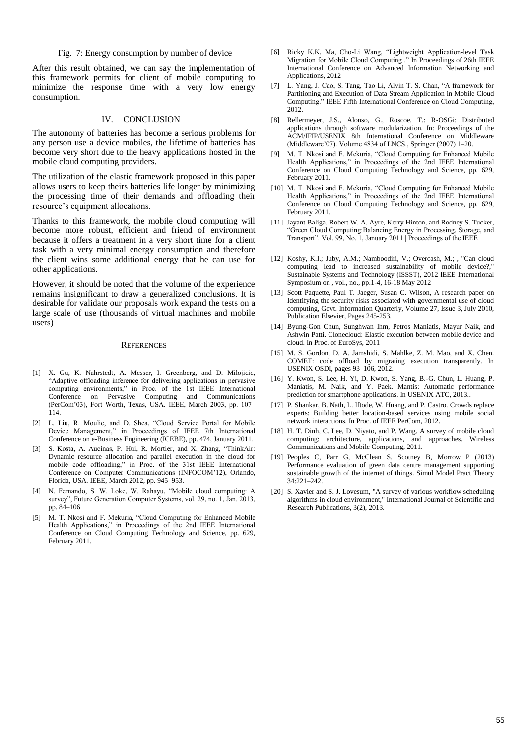Fig. 7: Energy consumption by number of device

After this result obtained, we can say the implementation of this framework permits for client of mobile computing to minimize the response time with a very low energy consumption.

## IV. CONCLUSION

The autonomy of batteries has become a serious problems for any person use a device mobiles, the lifetime of batteries has become very short due to the heavy applications hosted in the mobile cloud computing providers.

The utilization of the elastic framework proposed in this paper allows users to keep theirs batteries life longer by minimizing the processing time of their demands and offloading their resource's equipment allocations.

Thanks to this framework, the mobile cloud computing will become more robust, efficient and friend of environment because it offers a treatment in a very short time for a client task with a very minimal energy consumption and therefore the client wins some additional energy that he can use for other applications.

However, it should be noted that the volume of the experience remains insignificant to draw a generalized conclusions. It is desirable for validate our proposals work expand the tests on a large scale of use (thousands of virtual machines and mobile users)

## REFERENCES

[1] X. Gu, K. Nahrstedt, A. Messer, I. Greenberg, and D. Milojicic, "Adaptive offloading inference for delivering applications in pervasive computing environments," in Proc. of the 1st IEEE International Conference on Pervasive Computing and Communications (PerCom'03), Fort Worth, Texas, USA. IEEE, March 2003, pp. 107–114.

[2] L. Liu, R. Moulic, and D. Shea, "Cloud Service Portal for Mobile Device Management," in Proceedings of IEEE 7th International Conference on e-Business Engineering (ICEBE), pp. 474, January 2011.

[3] S. Kosta, A. Aucinas, P. Hui, R. Mortier, and X. Zhang, "ThinkAir: Dynamic resource allocation and parallel execution in the cloud for mobile code offloading," in Proc. of the 31st IEEE International Conference on Computer Communications (INFOCOM'12), Orlando, Florida, USA. IEEE, March 2012, pp. 945–953.

[4] N. Fernando, S. W. Loke, W. Rahayu, "Mobile cloud computing: A survey", Future Generation Computer Systems, vol. 29, no. 1, Jan. 2013, pp. 84–106

[5] M. T. Nkosi and F. Mekuria, "Cloud Computing for Enhanced Mobile Health Applications," in Proceedings of the 2nd IEEE International Conference on Cloud Computing Technology and Science, pp. 629, February 2011.

[6] Ricky K.K. Ma, Cho-Li Wang, "Lightweight Application-level Task Migration for Mobile Cloud Computing ." In Proceedings of 26th IEEE International Conference on Advanced Information Networking and Applications, 2012

[7] L. Yang, J. Cao, S. Tang, Tao Li, Alvin T. S. Chan, "A framework for Partitioning and Execution of Data Stream Application in Mobile Cloud Computing." IEEE Fifth International Conference on Cloud Computing, 2012.

[8] Rellermeyer, J.S., Alonso, G., Roscoe, T.: R-OSGi: Distributed applications through software modularization. In: Proceedings of the ACM/IFIP/USENIX 8th International Conference on Middleware (Middleware'07). Volume 4834 of LNCS., Springer (2007) 1–20.

[9] M. T. Nkosi and F. Mekuria, "Cloud Computing for Enhanced Mobile Health Applications," in Proceedings of the 2nd IEEE International Conference on Cloud Computing Technology and Science, pp. 629, February 2011.

[10] M. T. Nkosi and F. Mekuria, "Cloud Computing for Enhanced Mobile Health Applications," in Proceedings of the 2nd IEEE International Conference on Cloud Computing Technology and Science, pp. 629, February 2011.

[11] Jayant Baliga, Robert W. A. Ayre, Kerry Hinton, and Rodney S. Tucker, "Green Cloud Computing:Balancing Energy in Processing, Storage, and Transport". Vol. 99, No. 1, January 2011 | Proceedings of the IEEE

[12] Koshy, K.I.; Juby, A.M.; Namboodiri, V.; Overcash, M.; , "Can cloud computing lead to increased sustainability of mobile device?," Sustainable Systems and Technology (ISSST), 2012 IEEE International Symposium on , vol., no., pp.1-4, 16-18 May 2012

[13] Scott Paquette, Paul T. Jaeger, Susan C. Wilson, A research paper on Identifying the security risks associated with governmental use of cloud computing, Govt. Information Quarterly, Volume 27, Issue 3, July 2010, Publication Elsevier, Pages 245-253.

[14] Byung-Gon Chun, Sunghwan Ihm, Petros Maniatis, Mayur Naik, and Ashwin Patti. Clonecloud: Elastic execution between mobile device and cloud. In Proc. of EuroSys, 2011

[15] M. S. Gordon, D. A. Jamshidi, S. Mahlke, Z. M. Mao, and X. Chen. COMET: code offload by migrating execution transparently. In USENIX OSDI, pages 93–106, 2012.

[16] Y. Kwon, S. Lee, H. Yi, D. Kwon, S. Yang, B.-G. Chun, L. Huang, P. Maniatis, M. Naik, and Y. Paek. Mantis: Automatic performance prediction for smartphone applications. In USENIX ATC, 2013..

[17] P. Shankar, B. Nath, L. Iftode, W. Huang, and P. Castro. Crowds replace experts: Building better location-based services using mobile social network interactions. In Proc. of IEEE PerCom, 2012.

[18] H. T. Dinh, C. Lee, D. Niyato, and P. Wang. A survey of mobile cloud computing: architecture, applications, and approaches. Wireless Communications and Mobile Computing, 2011.

[19] Peoples C, Parr G, McClean S, Scotney B, Morrow P (2013) Performance evaluation of green data centre management supporting sustainable growth of the internet of things. Simul Model Pract Theory 34:221–242.

[20] S. Xavier and S. J. Lovesum, "A survey of various workflow scheduling algorithms in cloud environment," International Journal of Scientific and Research Publications, 3(2), 2013.